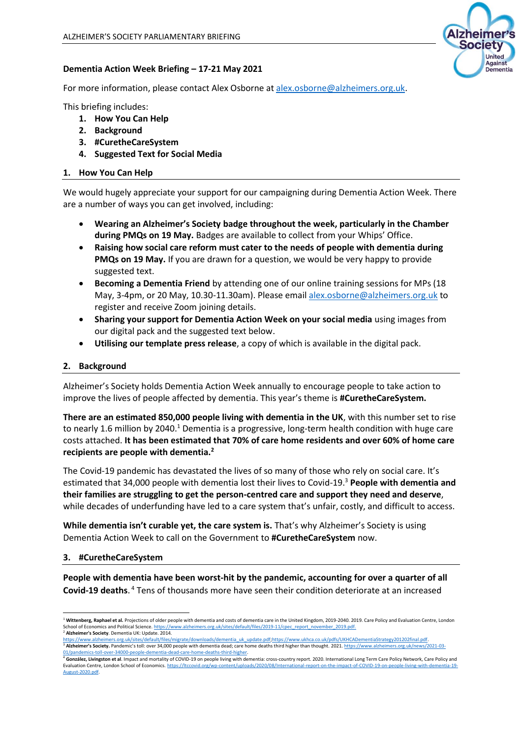ALZHEIMER'S SOCIETY PARLIAMENTARY BRIEFING

**Dementia Action Week Briefing – 17-21 May 2021**

For more information, please contact Alex Osborne at alex.osborne@alzheimers.org.uk.

This briefing includes:

1. **How You Can Help**
2. **Background**
3. **#CuretheCareSystem**
4. **Suggested Text for Social Media**

## 1. How You Can Help

We would hugely appreciate your support for our campaigning during Dementia Action Week. There are a number of ways you can get involved, including:

- **Wearing an Alzheimer's Society badge throughout the week, particularly in the Chamber during PMQs on 19 May.** Badges are available to collect from your Whips' Office.
- **Raising how social care reform must cater to the needs of people with dementia during PMQs on 19 May.** If you are drawn for a question, we would be very happy to provide suggested text.
- **Becoming a Dementia Friend** by attending one of our online training sessions for MPs (18 May, 3-4pm, or 20 May, 10.30-11.30am). Please email alex.osborne@alzheimers.org.uk to register and receive Zoom joining details.
- **Sharing your support for Dementia Action Week on your social media** using images from our digital pack and the suggested text below.
- **Utilising our template press release**, a copy of which is available in the digital pack.

## 2. Background

Alzheimer's Society holds Dementia Action Week annually to encourage people to take action to improve the lives of people affected by dementia. This year's theme is **#CuretheCareSystem.**

**There are an estimated 850,000 people living with dementia in the UK**, with this number set to rise to nearly 1.6 million by 2040.[1] Dementia is a progressive, long-term health condition with huge care costs attached. **It has been estimated that 70% of care home residents and over 60% of home care recipients are people with dementia.**[2]

The Covid-19 pandemic has devastated the lives of so many of those who rely on social care. It's estimated that 34,000 people with dementia lost their lives to Covid-19.[3] **People with dementia and their families are struggling to get the person-centred care and support they need and deserve**, while decades of underfunding have led to a care system that's unfair, costly, and difficult to access.

**While dementia isn't curable yet, the care system is.** That's why Alzheimer's Society is using Dementia Action Week to call on the Government to **#CuretheCareSystem** now.

## 3. #CuretheCareSystem

**People with dementia have been worst-hit by the pandemic, accounting for over a quarter of all Covid-19 deaths.** [4] Tens of thousands more have seen their condition deteriorate at an increased

---

[1] **Wittenberg, Raphael et al.** Projections of older people with dementia and costs of dementia care in the United Kingdom, 2019-2040. 2019. Care Policy and Evaluation Centre, London School of Economics and Political Science. https://www.alzheimers.org.uk/sites/default/files/2019-11/cpec_report_november_2019.pdf.

[2] **Alzheimer's Society**. Dementia UK: Update. 2014. https://www.alzheimers.org.uk/sites/default/files/migrate/downloads/dementia_uk_update.pdf;https://www.ukhca.co.uk/pdfs/UKHCADementiaStrategy201202final.pdf.

[3] **Alzheimer's Society.** Pandemic's toll: over 34,000 people with dementia dead; care home deaths third higher than thought. 2021. https://www.alzheimers.org.uk/news/2021-03-01/pandemics-toll-over-34000-people-dementia-dead-care-home-deaths-third-higher.

[4] **González, Livingston et al**. Impact and mortality of COVID-19 on people living with dementia: cross-country report. 2020. International Long Term Care Policy Network, Care Policy and Evaluation Centre, London School of Economics. https://ltccovid.org/wp-content/uploads/2020/08/International-report-on-the-impact-of-COVID-19-on-people-living-with-dementia-19-August-2020.pdf.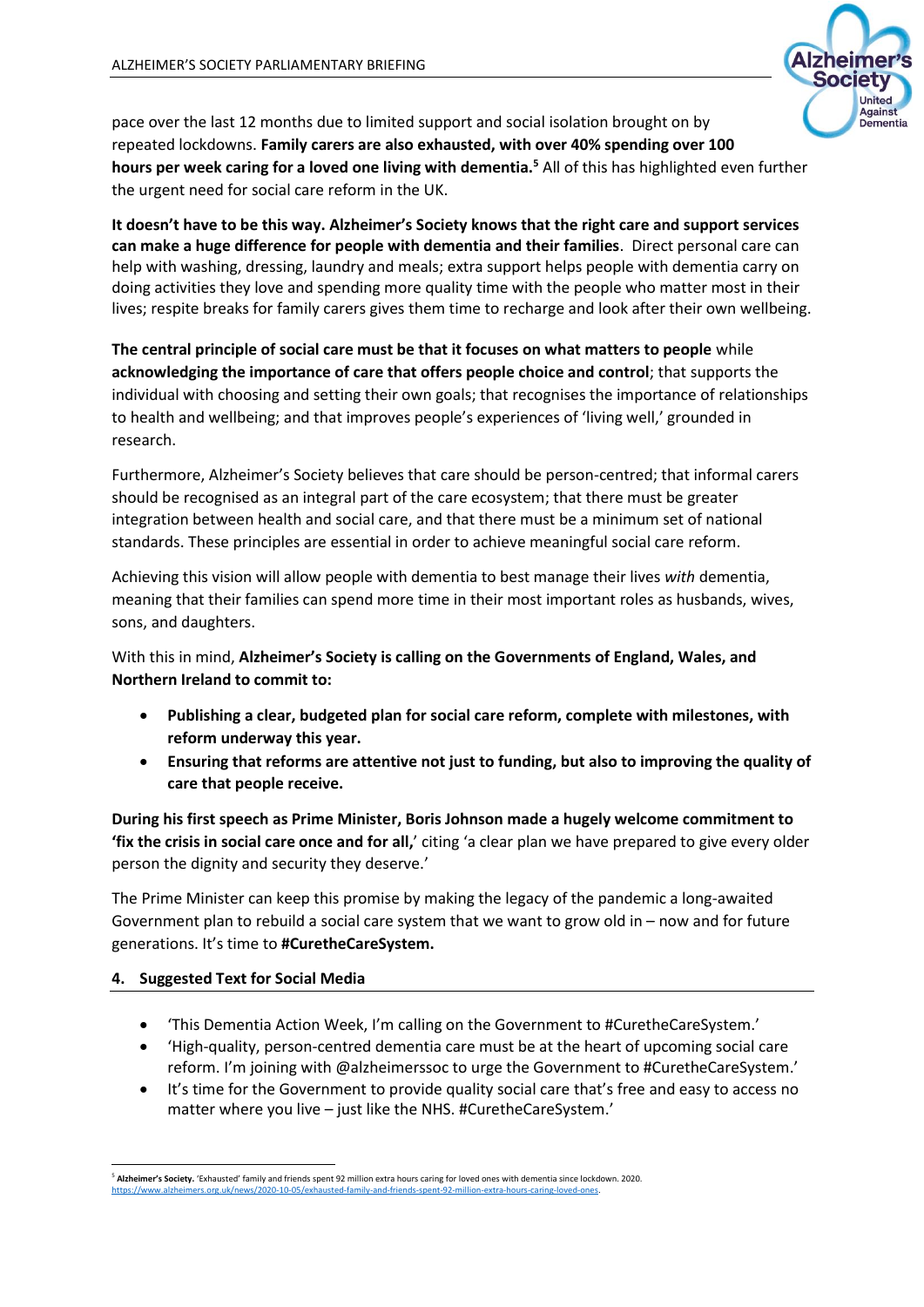pace over the last 12 months due to limited support and social isolation brought on by repeated lockdowns. **Family carers are also exhausted, with over 40% spending over 100 hours per week caring for a loved one living with dementia.**[5] All of this has highlighted even further the urgent need for social care reform in the UK.

**It doesn't have to be this way. Alzheimer's Society knows that the right care and support services can make a huge difference for people with dementia and their families**. Direct personal care can help with washing, dressing, laundry and meals; extra support helps people with dementia carry on doing activities they love and spending more quality time with the people who matter most in their lives; respite breaks for family carers gives them time to recharge and look after their own wellbeing.

**The central principle of social care must be that it focuses on what matters to people** while **acknowledging the importance of care that offers people choice and control**; that supports the individual with choosing and setting their own goals; that recognises the importance of relationships to health and wellbeing; and that improves people's experiences of 'living well,' grounded in research.

Furthermore, Alzheimer's Society believes that care should be person-centred; that informal carers should be recognised as an integral part of the care ecosystem; that there must be greater integration between health and social care, and that there must be a minimum set of national standards. These principles are essential in order to achieve meaningful social care reform.

Achieving this vision will allow people with dementia to best manage their lives *with* dementia, meaning that their families can spend more time in their most important roles as husbands, wives, sons, and daughters.

With this in mind, **Alzheimer's Society is calling on the Governments of England, Wales, and Northern Ireland to commit to:**

- **Publishing a clear, budgeted plan for social care reform, complete with milestones, with reform underway this year.**
- **Ensuring that reforms are attentive not just to funding, but also to improving the quality of care that people receive.**

**During his first speech as Prime Minister, Boris Johnson made a hugely welcome commitment to 'fix the crisis in social care once and for all,**' citing 'a clear plan we have prepared to give every older person the dignity and security they deserve.'

The Prime Minister can keep this promise by making the legacy of the pandemic a long-awaited Government plan to rebuild a social care system that we want to grow old in – now and for future generations. It's time to **#CuretheCareSystem.**

## 4. Suggested Text for Social Media

- 'This Dementia Action Week, I'm calling on the Government to #CuretheCareSystem.'
- 'High-quality, person-centred dementia care must be at the heart of upcoming social care reform. I'm joining with @alzheimerssoc to urge the Government to #CuretheCareSystem.'
- It's time for the Government to provide quality social care that's free and easy to access no matter where you live – just like the NHS. #CuretheCareSystem.'

---

[5] **Alzheimer's Society.** 'Exhausted' family and friends spent 92 million extra hours caring for loved ones with dementia since lockdown. 2020. https://www.alzheimers.org.uk/news/2020-10-05/exhausted-family-and-friends-spent-92-million-extra-hours-caring-loved-ones.